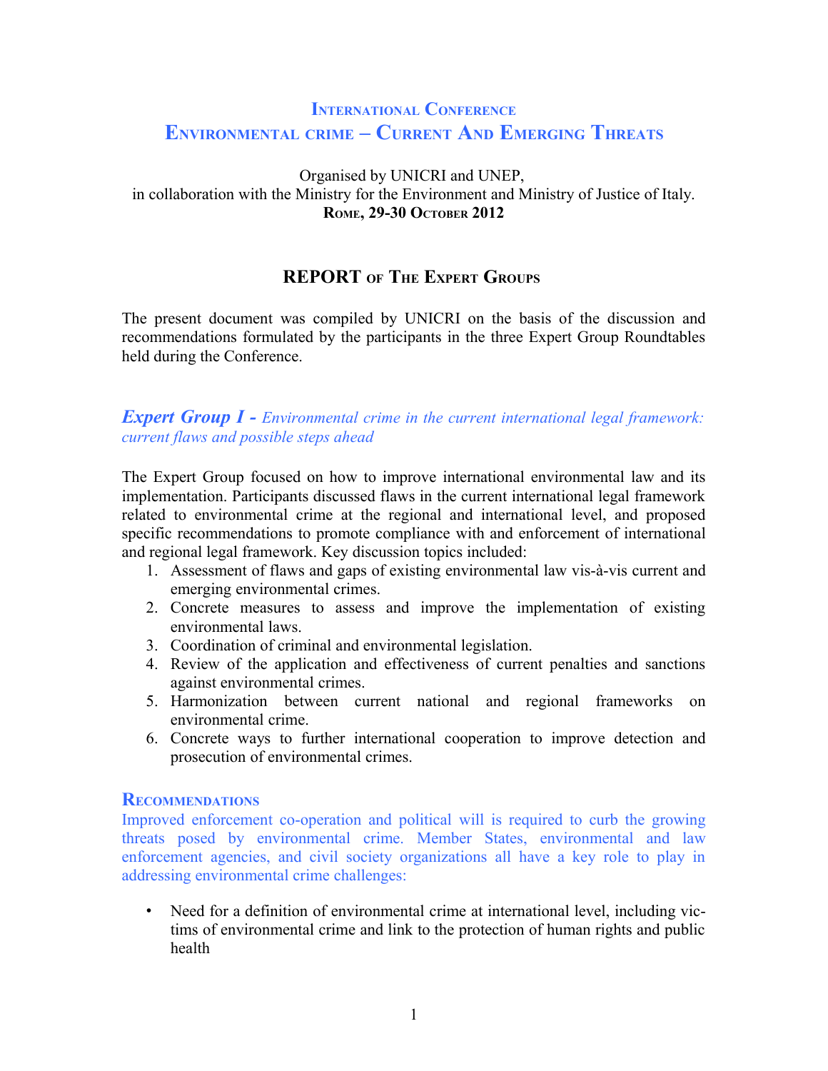# International Conference
# Environmental crime – Current And Emerging Threats

Organised by UNICRI and UNEP,
in collaboration with the Ministry for the Environment and Ministry of Justice of Italy.
**Rome, 29-30 October 2012**

## REPORT of The Expert Groups

The present document was compiled by UNICRI on the basis of the discussion and recommendations formulated by the participants in the three Expert Group Roundtables held during the Conference.

### *Expert Group I - Environmental crime in the current international legal framework: current flaws and possible steps ahead*

The Expert Group focused on how to improve international environmental law and its implementation. Participants discussed flaws in the current international legal framework related to environmental crime at the regional and international level, and proposed specific recommendations to promote compliance with and enforcement of international and regional legal framework. Key discussion topics included:

1. Assessment of flaws and gaps of existing environmental law vis-à-vis current and emerging environmental crimes.
2. Concrete measures to assess and improve the implementation of existing environmental laws.
3. Coordination of criminal and environmental legislation.
4. Review of the application and effectiveness of current penalties and sanctions against environmental crimes.
5. Harmonization between current national and regional frameworks on environmental crime.
6. Concrete ways to further international cooperation to improve detection and prosecution of environmental crimes.

#### Recommendations

Improved enforcement co-operation and political will is required to curb the growing threats posed by environmental crime. Member States, environmental and law enforcement agencies, and civil society organizations all have a key role to play in addressing environmental crime challenges:

- Need for a definition of environmental crime at international level, including victims of environmental crime and link to the protection of human rights and public health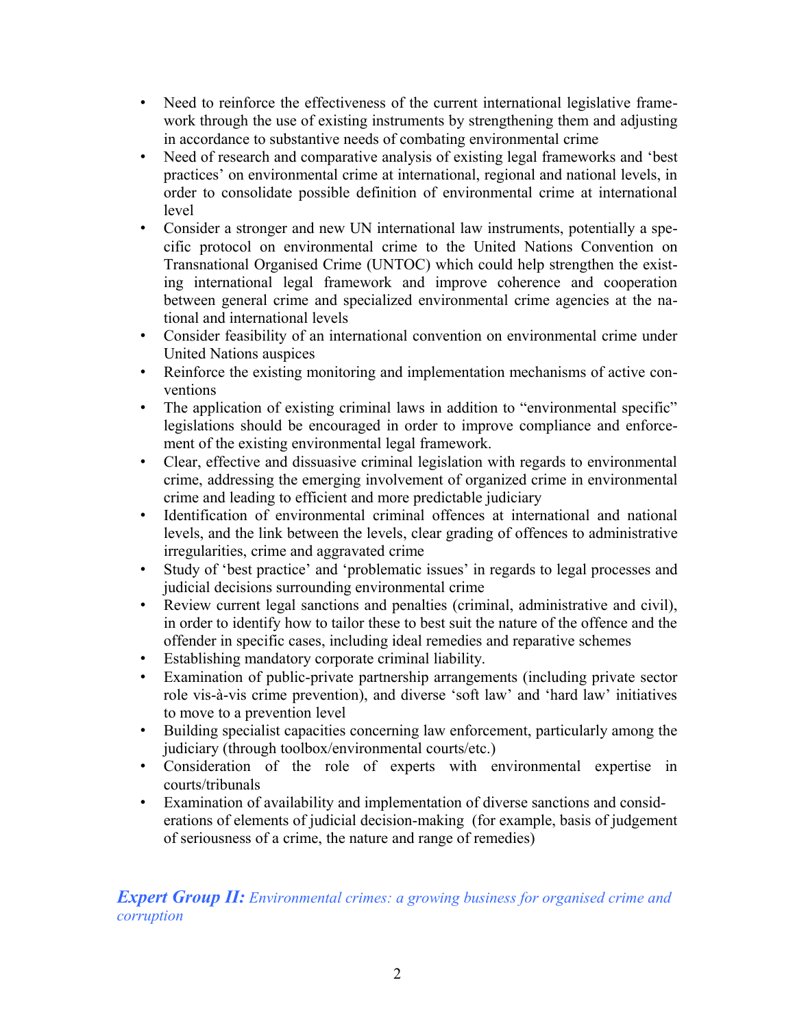- Need to reinforce the effectiveness of the current international legislative framework through the use of existing instruments by strengthening them and adjusting in accordance to substantive needs of combating environmental crime
- Need of research and comparative analysis of existing legal frameworks and 'best practices' on environmental crime at international, regional and national levels, in order to consolidate possible definition of environmental crime at international level
- Consider a stronger and new UN international law instruments, potentially a specific protocol on environmental crime to the United Nations Convention on Transnational Organised Crime (UNTOC) which could help strengthen the existing international legal framework and improve coherence and cooperation between general crime and specialized environmental crime agencies at the national and international levels
- Consider feasibility of an international convention on environmental crime under United Nations auspices
- Reinforce the existing monitoring and implementation mechanisms of active conventions
- The application of existing criminal laws in addition to "environmental specific" legislations should be encouraged in order to improve compliance and enforcement of the existing environmental legal framework.
- Clear, effective and dissuasive criminal legislation with regards to environmental crime, addressing the emerging involvement of organized crime in environmental crime and leading to efficient and more predictable judiciary
- Identification of environmental criminal offences at international and national levels, and the link between the levels, clear grading of offences to administrative irregularities, crime and aggravated crime
- Study of 'best practice' and 'problematic issues' in regards to legal processes and judicial decisions surrounding environmental crime
- Review current legal sanctions and penalties (criminal, administrative and civil), in order to identify how to tailor these to best suit the nature of the offence and the offender in specific cases, including ideal remedies and reparative schemes
- Establishing mandatory corporate criminal liability.
- Examination of public-private partnership arrangements (including private sector role vis-à-vis crime prevention), and diverse 'soft law' and 'hard law' initiatives to move to a prevention level
- Building specialist capacities concerning law enforcement, particularly among the judiciary (through toolbox/environmental courts/etc.)
- Consideration of the role of experts with environmental expertise in courts/tribunals
- Examination of availability and implementation of diverse sanctions and considerations of elements of judicial decision-making (for example, basis of judgement of seriousness of a crime, the nature and range of remedies)

### ***Expert Group II:*** *Environmental crimes: a growing business for organised crime and corruption*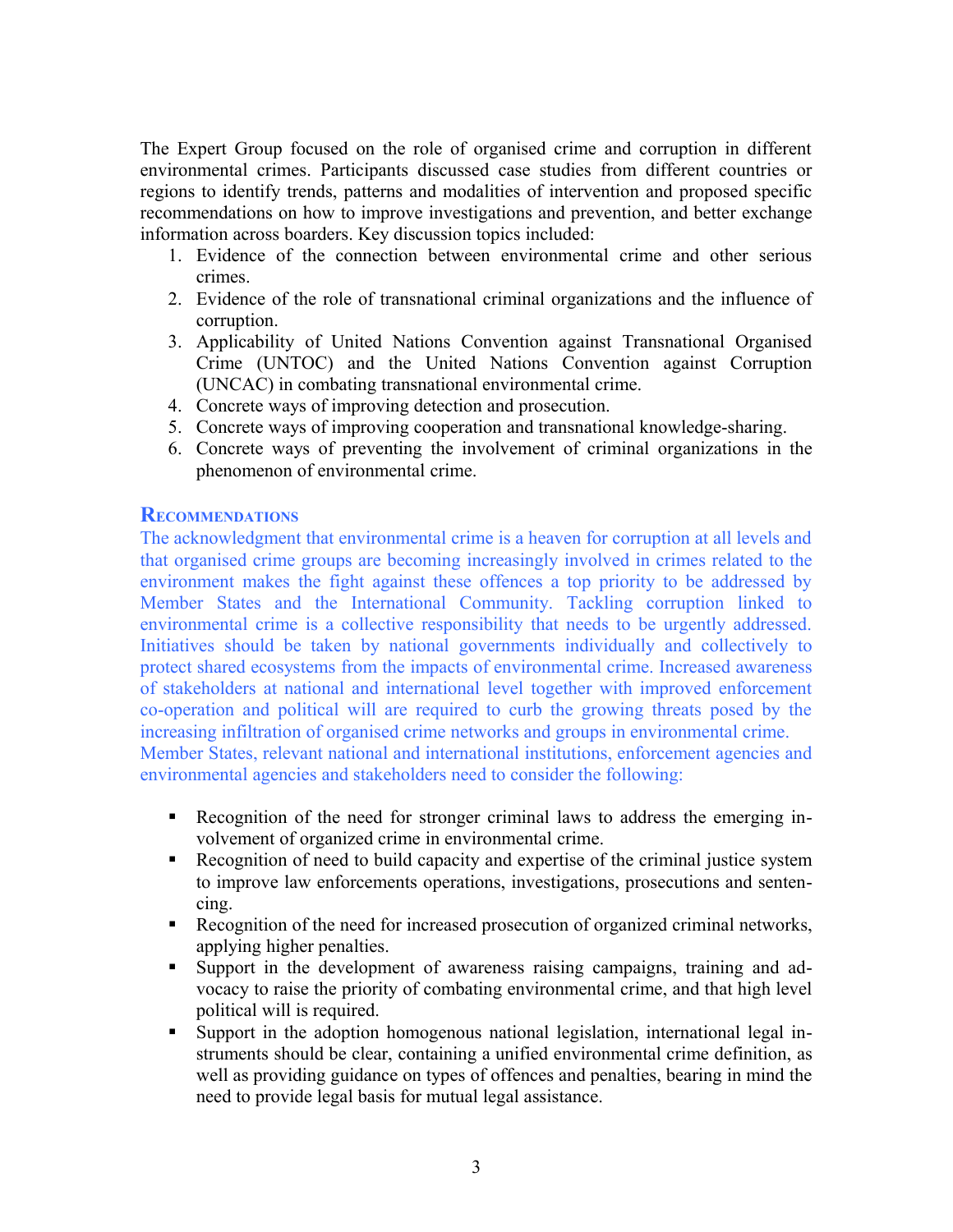The Expert Group focused on the role of organised crime and corruption in different environmental crimes. Participants discussed case studies from different countries or regions to identify trends, patterns and modalities of intervention and proposed specific recommendations on how to improve investigations and prevention, and better exchange information across boarders. Key discussion topics included:

1. Evidence of the connection between environmental crime and other serious crimes.
2. Evidence of the role of transnational criminal organizations and the influence of corruption.
3. Applicability of United Nations Convention against Transnational Organised Crime (UNTOC) and the United Nations Convention against Corruption (UNCAC) in combating transnational environmental crime.
4. Concrete ways of improving detection and prosecution.
5. Concrete ways of improving cooperation and transnational knowledge-sharing.
6. Concrete ways of preventing the involvement of criminal organizations in the phenomenon of environmental crime.

## Recommendations

The acknowledgment that environmental crime is a heaven for corruption at all levels and that organised crime groups are becoming increasingly involved in crimes related to the environment makes the fight against these offences a top priority to be addressed by Member States and the International Community. Tackling corruption linked to environmental crime is a collective responsibility that needs to be urgently addressed. Initiatives should be taken by national governments individually and collectively to protect shared ecosystems from the impacts of environmental crime. Increased awareness of stakeholders at national and international level together with improved enforcement co-operation and political will are required to curb the growing threats posed by the increasing infiltration of organised crime networks and groups in environmental crime.
Member States, relevant national and international institutions, enforcement agencies and environmental agencies and stakeholders need to consider the following:

- Recognition of the need for stronger criminal laws to address the emerging involvement of organized crime in environmental crime.
- Recognition of need to build capacity and expertise of the criminal justice system to improve law enforcements operations, investigations, prosecutions and sentencing.
- Recognition of the need for increased prosecution of organized criminal networks, applying higher penalties.
- Support in the development of awareness raising campaigns, training and advocacy to raise the priority of combating environmental crime, and that high level political will is required.
- Support in the adoption homogenous national legislation, international legal instruments should be clear, containing a unified environmental crime definition, as well as providing guidance on types of offences and penalties, bearing in mind the need to provide legal basis for mutual legal assistance.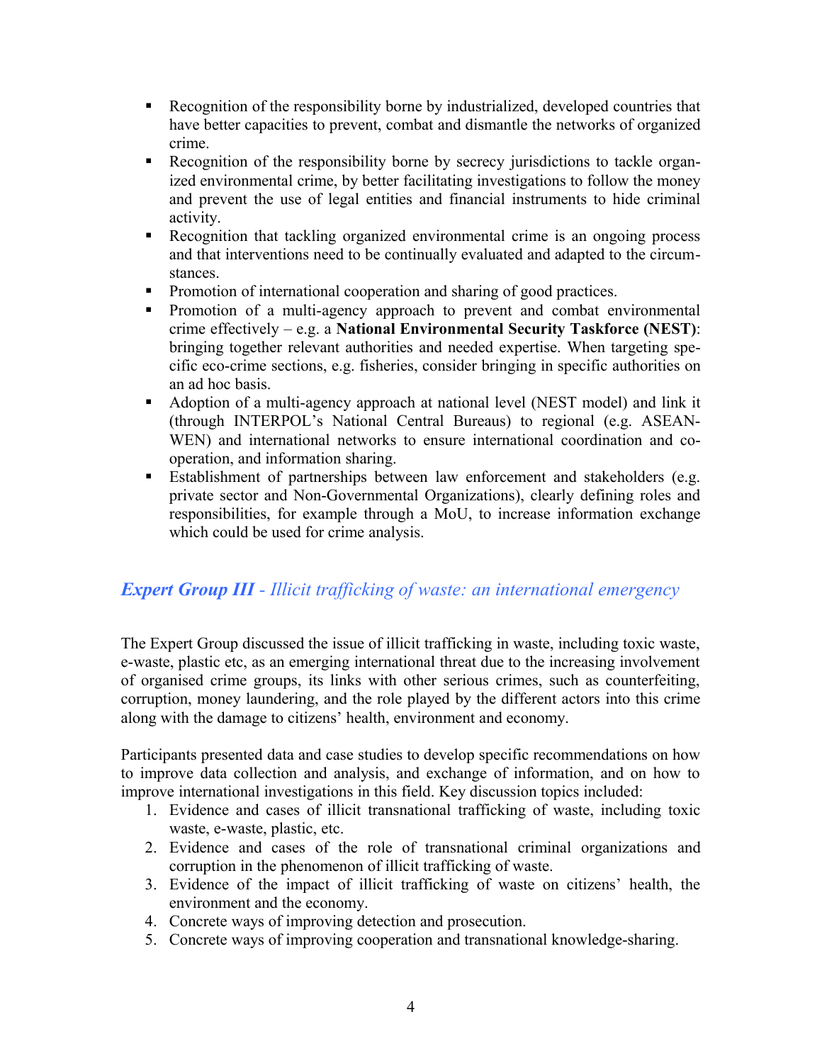- Recognition of the responsibility borne by industrialized, developed countries that have better capacities to prevent, combat and dismantle the networks of organized crime.
- Recognition of the responsibility borne by secrecy jurisdictions to tackle organized environmental crime, by better facilitating investigations to follow the money and prevent the use of legal entities and financial instruments to hide criminal activity.
- Recognition that tackling organized environmental crime is an ongoing process and that interventions need to be continually evaluated and adapted to the circumstances.
- Promotion of international cooperation and sharing of good practices.
- Promotion of a multi-agency approach to prevent and combat environmental crime effectively – e.g. a **National Environmental Security Taskforce (NEST)**: bringing together relevant authorities and needed expertise. When targeting specific eco-crime sections, e.g. fisheries, consider bringing in specific authorities on an ad hoc basis.
- Adoption of a multi-agency approach at national level (NEST model) and link it (through INTERPOL's National Central Bureaus) to regional (e.g. ASEAN-WEN) and international networks to ensure international coordination and cooperation, and information sharing.
- Establishment of partnerships between law enforcement and stakeholders (e.g. private sector and Non-Governmental Organizations), clearly defining roles and responsibilities, for example through a MoU, to increase information exchange which could be used for crime analysis.

## ***Expert Group III*** *- Illicit trafficking of waste: an international emergency*

The Expert Group discussed the issue of illicit trafficking in waste, including toxic waste, e-waste, plastic etc, as an emerging international threat due to the increasing involvement of organised crime groups, its links with other serious crimes, such as counterfeiting, corruption, money laundering, and the role played by the different actors into this crime along with the damage to citizens' health, environment and economy.

Participants presented data and case studies to develop specific recommendations on how to improve data collection and analysis, and exchange of information, and on how to improve international investigations in this field. Key discussion topics included:

1. Evidence and cases of illicit transnational trafficking of waste, including toxic waste, e-waste, plastic, etc.
2. Evidence and cases of the role of transnational criminal organizations and corruption in the phenomenon of illicit trafficking of waste.
3. Evidence of the impact of illicit trafficking of waste on citizens' health, the environment and the economy.
4. Concrete ways of improving detection and prosecution.
5. Concrete ways of improving cooperation and transnational knowledge-sharing.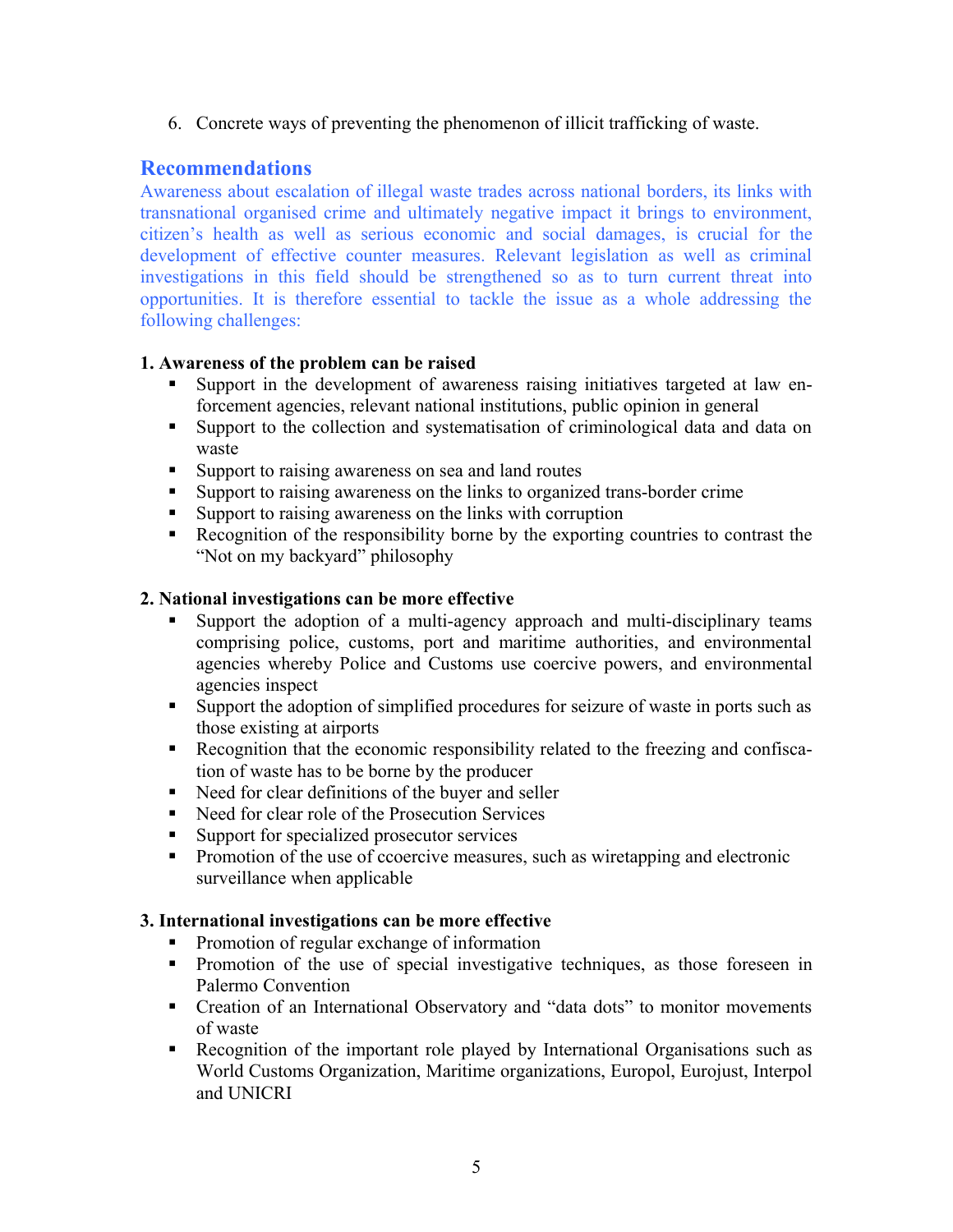6. Concrete ways of preventing the phenomenon of illicit trafficking of waste.

## Recommendations

Awareness about escalation of illegal waste trades across national borders, its links with transnational organised crime and ultimately negative impact it brings to environment, citizen's health as well as serious economic and social damages, is crucial for the development of effective counter measures. Relevant legislation as well as criminal investigations in this field should be strengthened so as to turn current threat into opportunities. It is therefore essential to tackle the issue as a whole addressing the following challenges:

**1. Awareness of the problem can be raised**

- Support in the development of awareness raising initiatives targeted at law enforcement agencies, relevant national institutions, public opinion in general
- Support to the collection and systematisation of criminological data and data on waste
- Support to raising awareness on sea and land routes
- Support to raising awareness on the links to organized trans-border crime
- Support to raising awareness on the links with corruption
- Recognition of the responsibility borne by the exporting countries to contrast the "Not on my backyard" philosophy

**2. National investigations can be more effective**

- Support the adoption of a multi-agency approach and multi-disciplinary teams comprising police, customs, port and maritime authorities, and environmental agencies whereby Police and Customs use coercive powers, and environmental agencies inspect
- Support the adoption of simplified procedures for seizure of waste in ports such as those existing at airports
- Recognition that the economic responsibility related to the freezing and confiscation of waste has to be borne by the producer
- Need for clear definitions of the buyer and seller
- Need for clear role of the Prosecution Services
- Support for specialized prosecutor services
- Promotion of the use of ccoercive measures, such as wiretapping and electronic surveillance when applicable

**3. International investigations can be more effective**

- Promotion of regular exchange of information
- Promotion of the use of special investigative techniques, as those foreseen in Palermo Convention
- Creation of an International Observatory and "data dots" to monitor movements of waste
- Recognition of the important role played by International Organisations such as World Customs Organization, Maritime organizations, Europol, Eurojust, Interpol and UNICRI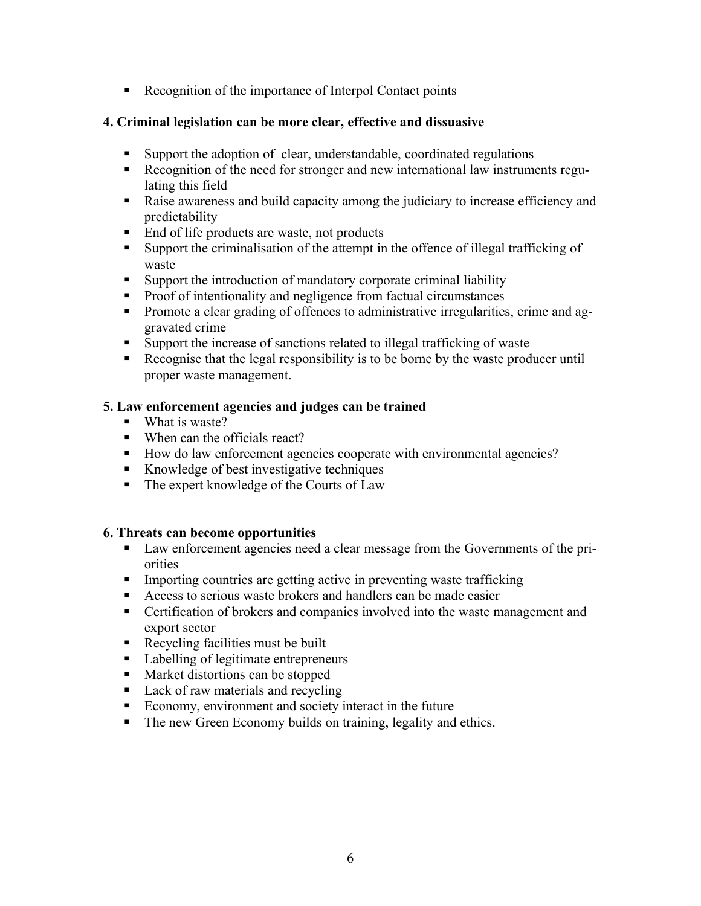- Recognition of the importance of Interpol Contact points

**4. Criminal legislation can be more clear, effective and dissuasive**

- Support the adoption of clear, understandable, coordinated regulations
- Recognition of the need for stronger and new international law instruments regulating this field
- Raise awareness and build capacity among the judiciary to increase efficiency and predictability
- End of life products are waste, not products
- Support the criminalisation of the attempt in the offence of illegal trafficking of waste
- Support the introduction of mandatory corporate criminal liability
- Proof of intentionality and negligence from factual circumstances
- Promote a clear grading of offences to administrative irregularities, crime and aggravated crime
- Support the increase of sanctions related to illegal trafficking of waste
- Recognise that the legal responsibility is to be borne by the waste producer until proper waste management.

**5. Law enforcement agencies and judges can be trained**

- What is waste?
- When can the officials react?
- How do law enforcement agencies cooperate with environmental agencies?
- Knowledge of best investigative techniques
- The expert knowledge of the Courts of Law

**6. Threats can become opportunities**

- Law enforcement agencies need a clear message from the Governments of the priorities
- Importing countries are getting active in preventing waste trafficking
- Access to serious waste brokers and handlers can be made easier
- Certification of brokers and companies involved into the waste management and export sector
- Recycling facilities must be built
- Labelling of legitimate entrepreneurs
- Market distortions can be stopped
- Lack of raw materials and recycling
- Economy, environment and society interact in the future
- The new Green Economy builds on training, legality and ethics.